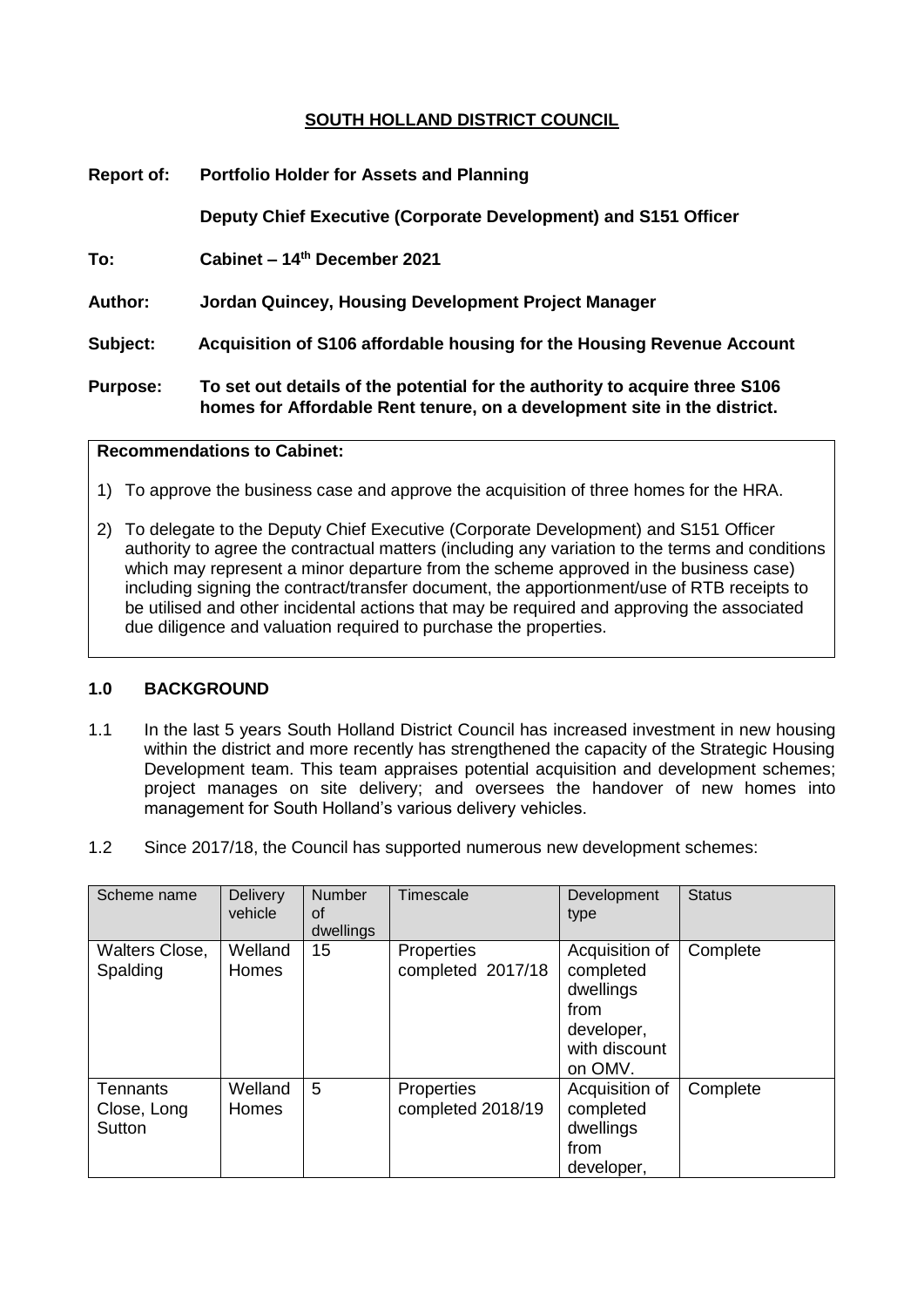# SOUTH HOLLAND DISTRICT COUNCIL

**Report of:** **Portfolio Holder for Assets and Planning**

**Deputy Chief Executive (Corporate Development) and S151 Officer**

**To:** **Cabinet – 14th December 2021**

**Author:** **Jordan Quincey, Housing Development Project Manager**

**Subject:** **Acquisition of S106 affordable housing for the Housing Revenue Account**

**Purpose:** **To set out details of the potential for the authority to acquire three S106 homes for Affordable Rent tenure, on a development site in the district.**

**Recommendations to Cabinet:**

1) To approve the business case and approve the acquisition of three homes for the HRA.

2) To delegate to the Deputy Chief Executive (Corporate Development) and S151 Officer authority to agree the contractual matters (including any variation to the terms and conditions which may represent a minor departure from the scheme approved in the business case) including signing the contract/transfer document, the apportionment/use of RTB receipts to be utilised and other incidental actions that may be required and approving the associated due diligence and valuation required to purchase the properties.

## 1.0 BACKGROUND

1.1 In the last 5 years South Holland District Council has increased investment in new housing within the district and more recently has strengthened the capacity of the Strategic Housing Development team. This team appraises potential acquisition and development schemes; project manages on site delivery; and oversees the handover of new homes into management for South Holland's various delivery vehicles.

1.2 Since 2017/18, the Council has supported numerous new development schemes:

| Scheme name | Delivery vehicle | Number of dwellings | Timescale | Development type | Status |
|---|---|---|---|---|---|
| Walters Close, Spalding | Welland Homes | 15 | Properties completed 2017/18 | Acquisition of completed dwellings from developer, with discount on OMV. | Complete |
| Tennants Close, Long Sutton | Welland Homes | 5 | Properties completed 2018/19 | Acquisition of completed dwellings from developer, | Complete |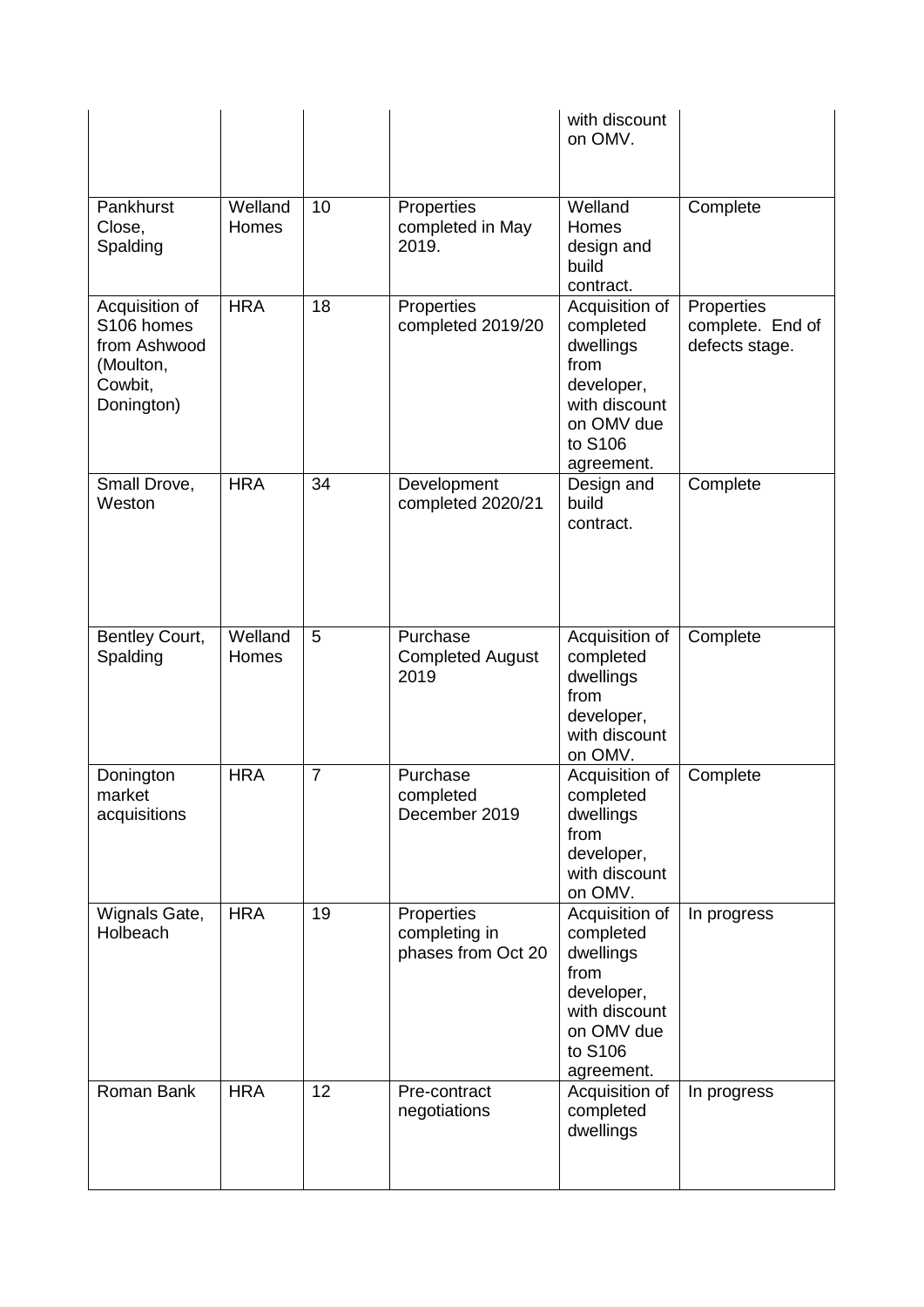| | | | | with discount on OMV. | |
|---|---|---|---|---|---|
| Pankhurst Close, Spalding | Welland Homes | 10 | Properties completed in May 2019. | Welland Homes design and build contract. | Complete |
| Acquisition of S106 homes from Ashwood (Moulton, Cowbit, Donington) | HRA | 18 | Properties completed 2019/20 | Acquisition of completed dwellings from developer, with discount on OMV due to S106 agreement. | Properties complete. End of defects stage. |
| Small Drove, Weston | HRA | 34 | Development completed 2020/21 | Design and build contract. | Complete |
| Bentley Court, Spalding | Welland Homes | 5 | Purchase Completed August 2019 | Acquisition of completed dwellings from developer, with discount on OMV. | Complete |
| Donington market acquisitions | HRA | 7 | Purchase completed December 2019 | Acquisition of completed dwellings from developer, with discount on OMV. | Complete |
| Wignals Gate, Holbeach | HRA | 19 | Properties completing in phases from Oct 20 | Acquisition of completed dwellings from developer, with discount on OMV due to S106 agreement. | In progress |
| Roman Bank | HRA | 12 | Pre-contract negotiations | Acquisition of completed dwellings | In progress |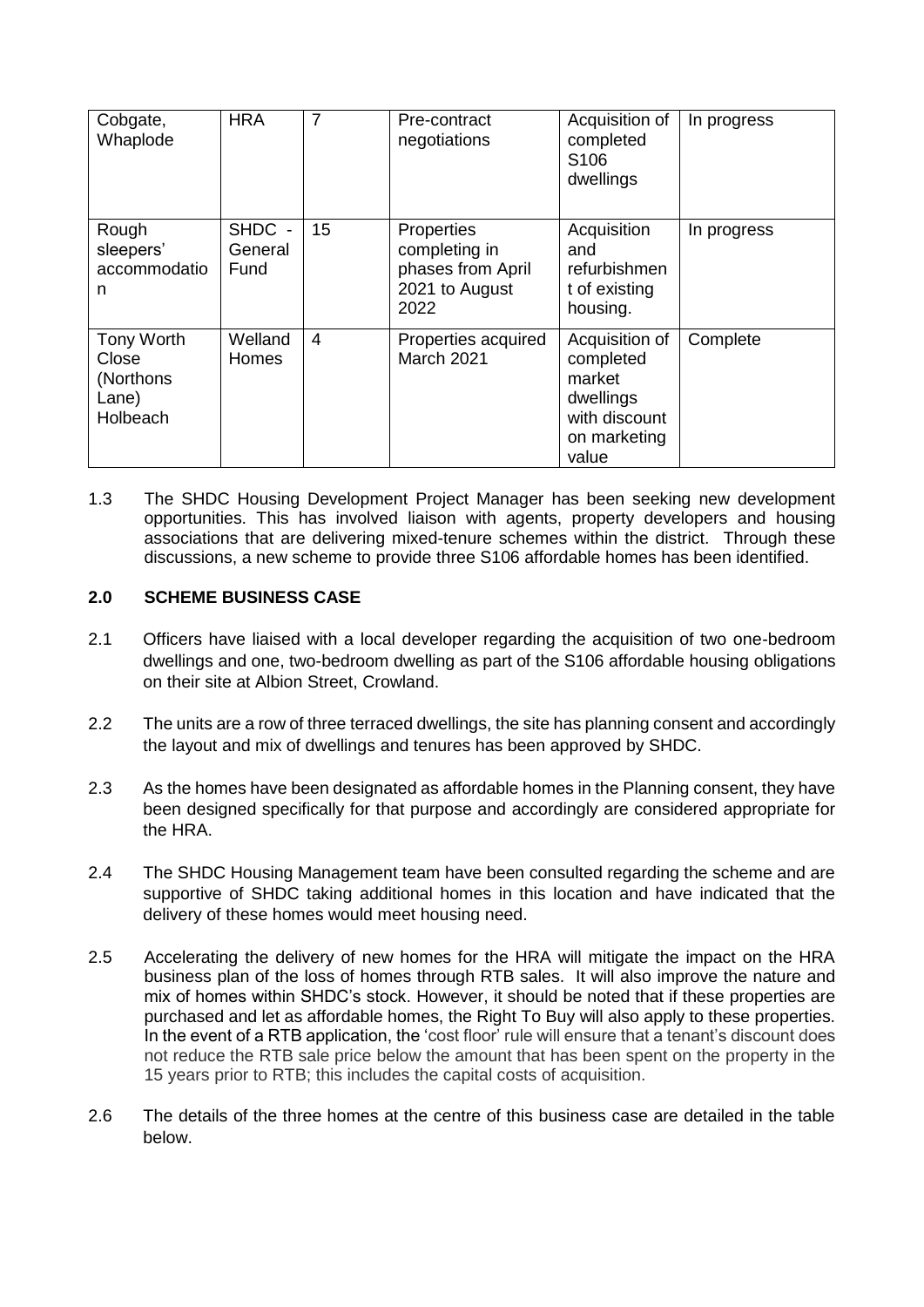| Cobgate, Whaplode | HRA | 7 | Pre-contract negotiations | Acquisition of completed S106 dwellings | In progress |
|---|---|---|---|---|---|
| Rough sleepers' accommodation | SHDC - General Fund | 15 | Properties completing in phases from April 2021 to August 2022 | Acquisition and refurbishment of existing housing. | In progress |
| Tony Worth Close (Northons Lane) Holbeach | Welland Homes | 4 | Properties acquired March 2021 | Acquisition of completed market dwellings with discount on marketing value | Complete |

1.3 The SHDC Housing Development Project Manager has been seeking new development opportunities. This has involved liaison with agents, property developers and housing associations that are delivering mixed-tenure schemes within the district. Through these discussions, a new scheme to provide three S106 affordable homes has been identified.

## 2.0 SCHEME BUSINESS CASE

2.1 Officers have liaised with a local developer regarding the acquisition of two one-bedroom dwellings and one, two-bedroom dwelling as part of the S106 affordable housing obligations on their site at Albion Street, Crowland.

2.2 The units are a row of three terraced dwellings, the site has planning consent and accordingly the layout and mix of dwellings and tenures has been approved by SHDC.

2.3 As the homes have been designated as affordable homes in the Planning consent, they have been designed specifically for that purpose and accordingly are considered appropriate for the HRA.

2.4 The SHDC Housing Management team have been consulted regarding the scheme and are supportive of SHDC taking additional homes in this location and have indicated that the delivery of these homes would meet housing need.

2.5 Accelerating the delivery of new homes for the HRA will mitigate the impact on the HRA business plan of the loss of homes through RTB sales. It will also improve the nature and mix of homes within SHDC's stock. However, it should be noted that if these properties are purchased and let as affordable homes, the Right To Buy will also apply to these properties. In the event of a RTB application, the 'cost floor' rule will ensure that a tenant's discount does not reduce the RTB sale price below the amount that has been spent on the property in the 15 years prior to RTB; this includes the capital costs of acquisition.

2.6 The details of the three homes at the centre of this business case are detailed in the table below.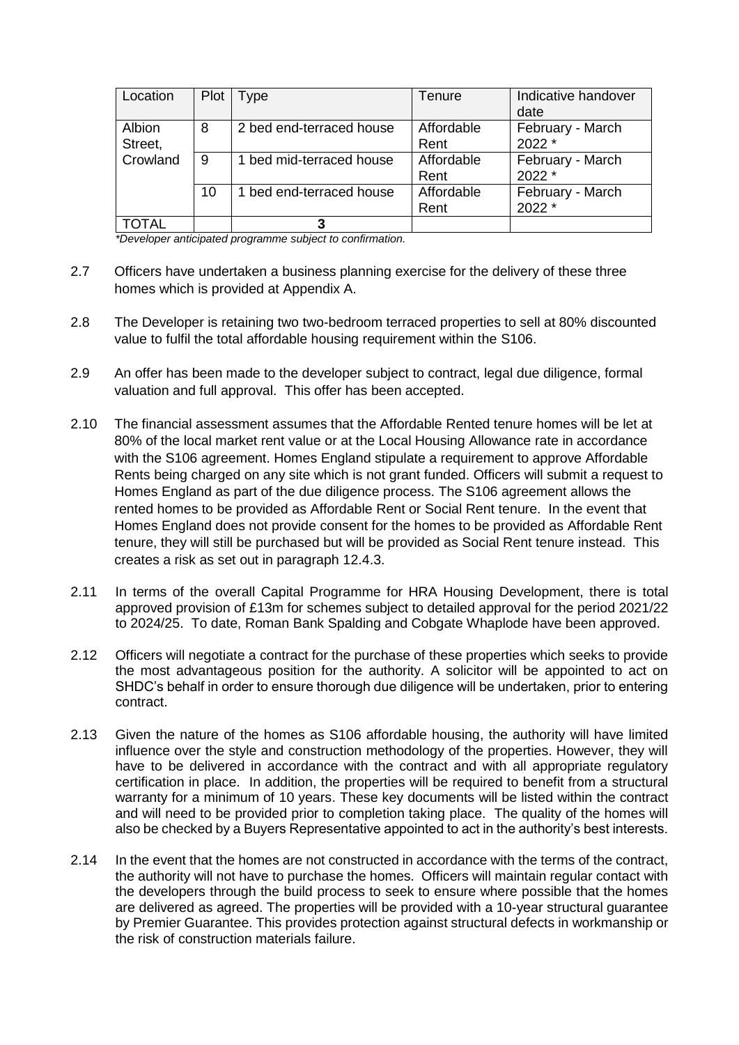| Location | Plot | Type | Tenure | Indicative handover date |
|---|---|---|---|---|
| Albion Street, Crowland | 8 | 2 bed end-terraced house | Affordable Rent | February - March 2022 * |
| | 9 | 1 bed mid-terraced house | Affordable Rent | February - March 2022 * |
| | 10 | 1 bed end-terraced house | Affordable Rent | February - March 2022 * |
| TOTAL | | **3** | | |

*\*Developer anticipated programme subject to confirmation.*

2.7 Officers have undertaken a business planning exercise for the delivery of these three homes which is provided at Appendix A.

2.8 The Developer is retaining two two-bedroom terraced properties to sell at 80% discounted value to fulfil the total affordable housing requirement within the S106.

2.9 An offer has been made to the developer subject to contract, legal due diligence, formal valuation and full approval. This offer has been accepted.

2.10 The financial assessment assumes that the Affordable Rented tenure homes will be let at 80% of the local market rent value or at the Local Housing Allowance rate in accordance with the S106 agreement. Homes England stipulate a requirement to approve Affordable Rents being charged on any site which is not grant funded. Officers will submit a request to Homes England as part of the due diligence process. The S106 agreement allows the rented homes to be provided as Affordable Rent or Social Rent tenure. In the event that Homes England does not provide consent for the homes to be provided as Affordable Rent tenure, they will still be purchased but will be provided as Social Rent tenure instead. This creates a risk as set out in paragraph 12.4.3.

2.11 In terms of the overall Capital Programme for HRA Housing Development, there is total approved provision of £13m for schemes subject to detailed approval for the period 2021/22 to 2024/25. To date, Roman Bank Spalding and Cobgate Whaplode have been approved.

2.12 Officers will negotiate a contract for the purchase of these properties which seeks to provide the most advantageous position for the authority. A solicitor will be appointed to act on SHDC's behalf in order to ensure thorough due diligence will be undertaken, prior to entering contract.

2.13 Given the nature of the homes as S106 affordable housing, the authority will have limited influence over the style and construction methodology of the properties. However, they will have to be delivered in accordance with the contract and with all appropriate regulatory certification in place. In addition, the properties will be required to benefit from a structural warranty for a minimum of 10 years. These key documents will be listed within the contract and will need to be provided prior to completion taking place. The quality of the homes will also be checked by a Buyers Representative appointed to act in the authority's best interests.

2.14 In the event that the homes are not constructed in accordance with the terms of the contract, the authority will not have to purchase the homes. Officers will maintain regular contact with the developers through the build process to seek to ensure where possible that the homes are delivered as agreed. The properties will be provided with a 10-year structural guarantee by Premier Guarantee. This provides protection against structural defects in workmanship or the risk of construction materials failure.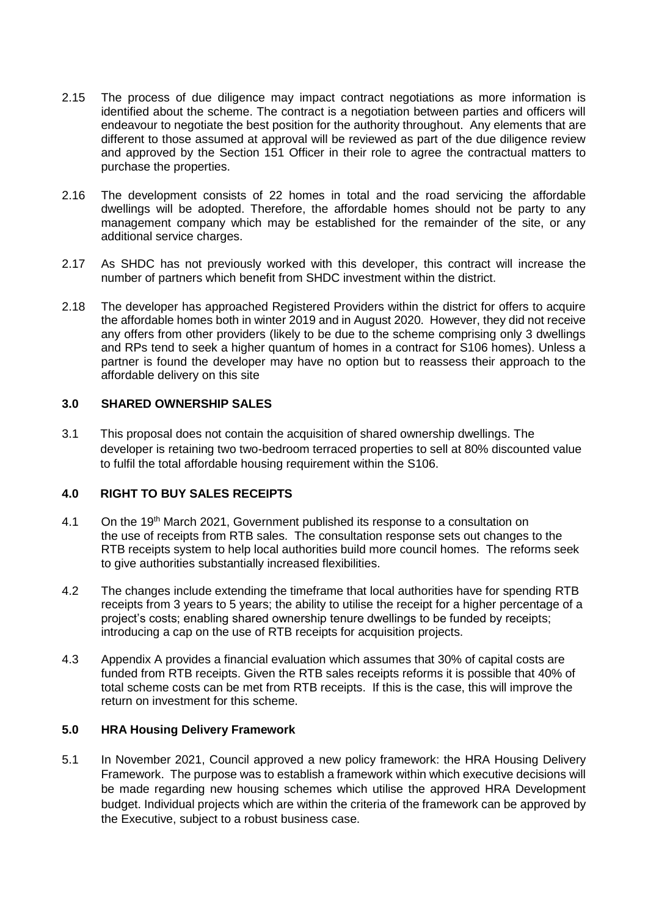2.15 The process of due diligence may impact contract negotiations as more information is identified about the scheme. The contract is a negotiation between parties and officers will endeavour to negotiate the best position for the authority throughout. Any elements that are different to those assumed at approval will be reviewed as part of the due diligence review and approved by the Section 151 Officer in their role to agree the contractual matters to purchase the properties.

2.16 The development consists of 22 homes in total and the road servicing the affordable dwellings will be adopted. Therefore, the affordable homes should not be party to any management company which may be established for the remainder of the site, or any additional service charges.

2.17 As SHDC has not previously worked with this developer, this contract will increase the number of partners which benefit from SHDC investment within the district.

2.18 The developer has approached Registered Providers within the district for offers to acquire the affordable homes both in winter 2019 and in August 2020. However, they did not receive any offers from other providers (likely to be due to the scheme comprising only 3 dwellings and RPs tend to seek a higher quantum of homes in a contract for S106 homes). Unless a partner is found the developer may have no option but to reassess their approach to the affordable delivery on this site

## 3.0 SHARED OWNERSHIP SALES

3.1 This proposal does not contain the acquisition of shared ownership dwellings. The developer is retaining two two-bedroom terraced properties to sell at 80% discounted value to fulfil the total affordable housing requirement within the S106.

## 4.0 RIGHT TO BUY SALES RECEIPTS

4.1 On the 19th March 2021, Government published its response to a consultation on the use of receipts from RTB sales. The consultation response sets out changes to the RTB receipts system to help local authorities build more council homes. The reforms seek to give authorities substantially increased flexibilities.

4.2 The changes include extending the timeframe that local authorities have for spending RTB receipts from 3 years to 5 years; the ability to utilise the receipt for a higher percentage of a project's costs; enabling shared ownership tenure dwellings to be funded by receipts; introducing a cap on the use of RTB receipts for acquisition projects.

4.3 Appendix A provides a financial evaluation which assumes that 30% of capital costs are funded from RTB receipts. Given the RTB sales receipts reforms it is possible that 40% of total scheme costs can be met from RTB receipts. If this is the case, this will improve the return on investment for this scheme.

## 5.0 HRA Housing Delivery Framework

5.1 In November 2021, Council approved a new policy framework: the HRA Housing Delivery Framework. The purpose was to establish a framework within which executive decisions will be made regarding new housing schemes which utilise the approved HRA Development budget. Individual projects which are within the criteria of the framework can be approved by the Executive, subject to a robust business case.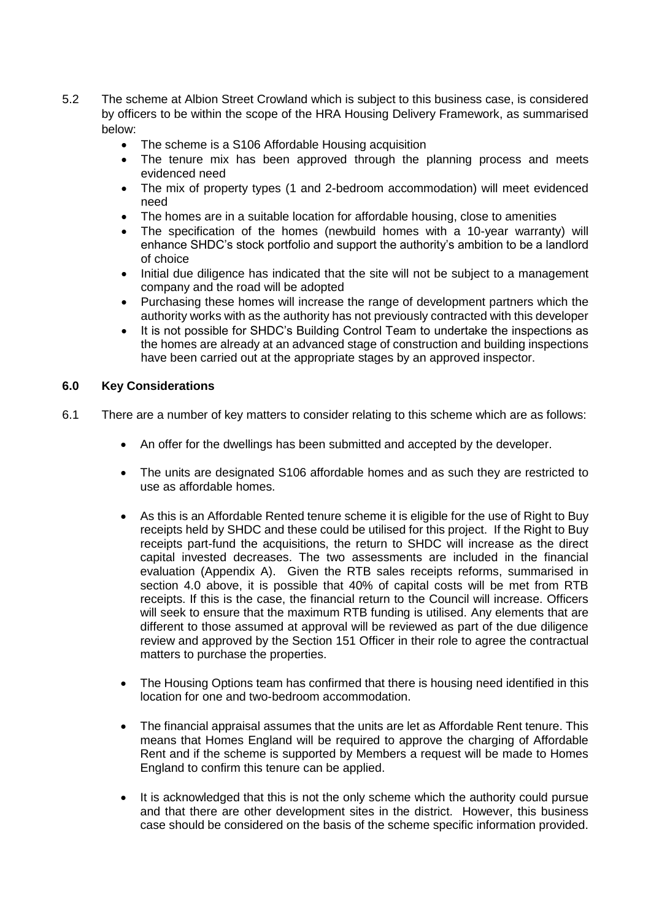5.2 The scheme at Albion Street Crowland which is subject to this business case, is considered by officers to be within the scope of the HRA Housing Delivery Framework, as summarised below:

- The scheme is a S106 Affordable Housing acquisition
- The tenure mix has been approved through the planning process and meets evidenced need
- The mix of property types (1 and 2-bedroom accommodation) will meet evidenced need
- The homes are in a suitable location for affordable housing, close to amenities
- The specification of the homes (newbuild homes with a 10-year warranty) will enhance SHDC's stock portfolio and support the authority's ambition to be a landlord of choice
- Initial due diligence has indicated that the site will not be subject to a management company and the road will be adopted
- Purchasing these homes will increase the range of development partners which the authority works with as the authority has not previously contracted with this developer
- It is not possible for SHDC's Building Control Team to undertake the inspections as the homes are already at an advanced stage of construction and building inspections have been carried out at the appropriate stages by an approved inspector.

## 6.0 Key Considerations

6.1 There are a number of key matters to consider relating to this scheme which are as follows:

- An offer for the dwellings has been submitted and accepted by the developer.
- The units are designated S106 affordable homes and as such they are restricted to use as affordable homes.
- As this is an Affordable Rented tenure scheme it is eligible for the use of Right to Buy receipts held by SHDC and these could be utilised for this project. If the Right to Buy receipts part-fund the acquisitions, the return to SHDC will increase as the direct capital invested decreases. The two assessments are included in the financial evaluation (Appendix A). Given the RTB sales receipts reforms, summarised in section 4.0 above, it is possible that 40% of capital costs will be met from RTB receipts. If this is the case, the financial return to the Council will increase. Officers will seek to ensure that the maximum RTB funding is utilised. Any elements that are different to those assumed at approval will be reviewed as part of the due diligence review and approved by the Section 151 Officer in their role to agree the contractual matters to purchase the properties.
- The Housing Options team has confirmed that there is housing need identified in this location for one and two-bedroom accommodation.
- The financial appraisal assumes that the units are let as Affordable Rent tenure. This means that Homes England will be required to approve the charging of Affordable Rent and if the scheme is supported by Members a request will be made to Homes England to confirm this tenure can be applied.
- It is acknowledged that this is not the only scheme which the authority could pursue and that there are other development sites in the district. However, this business case should be considered on the basis of the scheme specific information provided.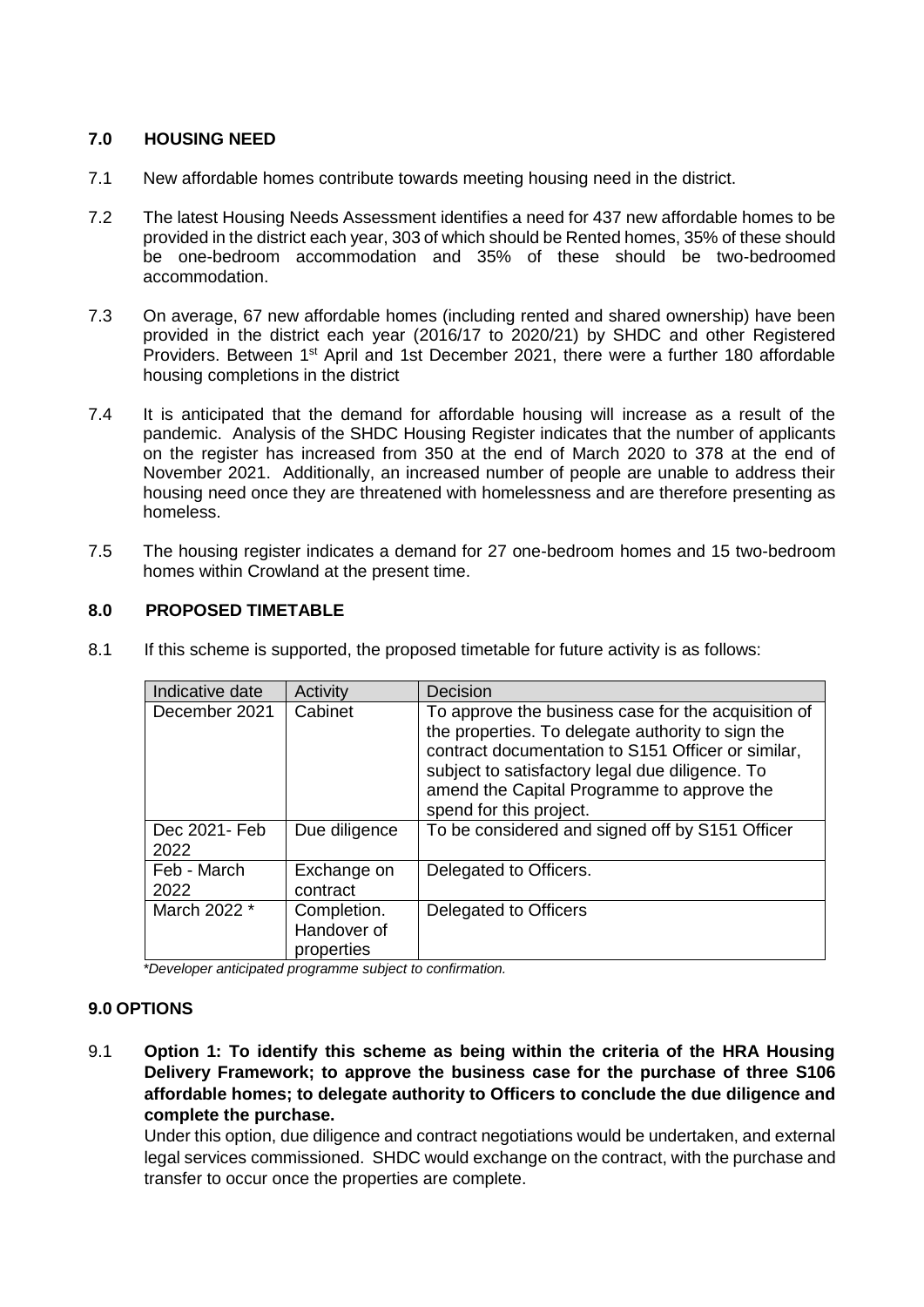## 7.0 HOUSING NEED

7.1 New affordable homes contribute towards meeting housing need in the district.

7.2 The latest Housing Needs Assessment identifies a need for 437 new affordable homes to be provided in the district each year, 303 of which should be Rented homes, 35% of these should be one-bedroom accommodation and 35% of these should be two-bedroomed accommodation.

7.3 On average, 67 new affordable homes (including rented and shared ownership) have been provided in the district each year (2016/17 to 2020/21) by SHDC and other Registered Providers. Between 1st April and 1st December 2021, there were a further 180 affordable housing completions in the district

7.4 It is anticipated that the demand for affordable housing will increase as a result of the pandemic. Analysis of the SHDC Housing Register indicates that the number of applicants on the register has increased from 350 at the end of March 2020 to 378 at the end of November 2021. Additionally, an increased number of people are unable to address their housing need once they are threatened with homelessness and are therefore presenting as homeless.

7.5 The housing register indicates a demand for 27 one-bedroom homes and 15 two-bedroom homes within Crowland at the present time.

## 8.0 PROPOSED TIMETABLE

8.1 If this scheme is supported, the proposed timetable for future activity is as follows:

| Indicative date | Activity | Decision |
|---|---|---|
| December 2021 | Cabinet | To approve the business case for the acquisition of the properties. To delegate authority to sign the contract documentation to S151 Officer or similar, subject to satisfactory legal due diligence. To amend the Capital Programme to approve the spend for this project. |
| Dec 2021- Feb 2022 | Due diligence | To be considered and signed off by S151 Officer |
| Feb - March 2022 | Exchange on contract | Delegated to Officers. |
| March 2022 * | Completion. Handover of properties | Delegated to Officers |

*\*Developer anticipated programme subject to confirmation.*

## 9.0 OPTIONS

9.1 **Option 1: To identify this scheme as being within the criteria of the HRA Housing Delivery Framework; to approve the business case for the purchase of three S106 affordable homes; to delegate authority to Officers to conclude the due diligence and complete the purchase.**

Under this option, due diligence and contract negotiations would be undertaken, and external legal services commissioned. SHDC would exchange on the contract, with the purchase and transfer to occur once the properties are complete.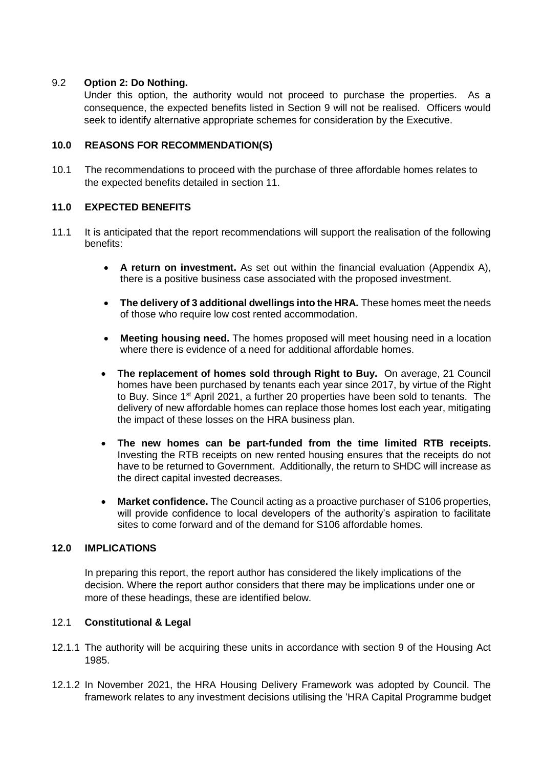9.2 **Option 2: Do Nothing.**

Under this option, the authority would not proceed to purchase the properties. As a consequence, the expected benefits listed in Section 9 will not be realised. Officers would seek to identify alternative appropriate schemes for consideration by the Executive.

## 10.0 REASONS FOR RECOMMENDATION(S)

10.1 The recommendations to proceed with the purchase of three affordable homes relates to the expected benefits detailed in section 11.

## 11.0 EXPECTED BENEFITS

11.1 It is anticipated that the report recommendations will support the realisation of the following benefits:

- **A return on investment.** As set out within the financial evaluation (Appendix A), there is a positive business case associated with the proposed investment.
- **The delivery of 3 additional dwellings into the HRA.** These homes meet the needs of those who require low cost rented accommodation.
- **Meeting housing need.** The homes proposed will meet housing need in a location where there is evidence of a need for additional affordable homes.
- **The replacement of homes sold through Right to Buy.** On average, 21 Council homes have been purchased by tenants each year since 2017, by virtue of the Right to Buy. Since 1st April 2021, a further 20 properties have been sold to tenants. The delivery of new affordable homes can replace those homes lost each year, mitigating the impact of these losses on the HRA business plan.
- **The new homes can be part-funded from the time limited RTB receipts.** Investing the RTB receipts on new rented housing ensures that the receipts do not have to be returned to Government. Additionally, the return to SHDC will increase as the direct capital invested decreases.
- **Market confidence.** The Council acting as a proactive purchaser of S106 properties, will provide confidence to local developers of the authority's aspiration to facilitate sites to come forward and of the demand for S106 affordable homes.

## 12.0 IMPLICATIONS

In preparing this report, the report author has considered the likely implications of the decision. Where the report author considers that there may be implications under one or more of these headings, these are identified below.

12.1 **Constitutional & Legal**

12.1.1 The authority will be acquiring these units in accordance with section 9 of the Housing Act 1985.

12.1.2 In November 2021, the HRA Housing Delivery Framework was adopted by Council. The framework relates to any investment decisions utilising the 'HRA Capital Programme budget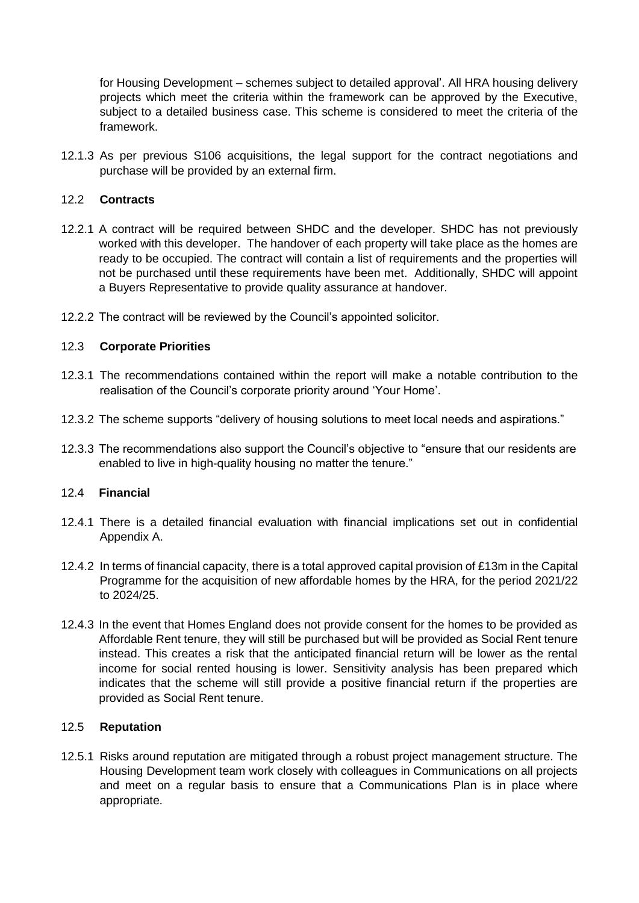for Housing Development – schemes subject to detailed approval'. All HRA housing delivery projects which meet the criteria within the framework can be approved by the Executive, subject to a detailed business case. This scheme is considered to meet the criteria of the framework.

12.1.3 As per previous S106 acquisitions, the legal support for the contract negotiations and purchase will be provided by an external firm.

### 12.2 **Contracts**

12.2.1 A contract will be required between SHDC and the developer. SHDC has not previously worked with this developer. The handover of each property will take place as the homes are ready to be occupied. The contract will contain a list of requirements and the properties will not be purchased until these requirements have been met. Additionally, SHDC will appoint a Buyers Representative to provide quality assurance at handover.

12.2.2 The contract will be reviewed by the Council's appointed solicitor.

### 12.3 **Corporate Priorities**

12.3.1 The recommendations contained within the report will make a notable contribution to the realisation of the Council's corporate priority around 'Your Home'.

12.3.2 The scheme supports "delivery of housing solutions to meet local needs and aspirations."

12.3.3 The recommendations also support the Council's objective to "ensure that our residents are enabled to live in high-quality housing no matter the tenure."

### 12.4 **Financial**

12.4.1 There is a detailed financial evaluation with financial implications set out in confidential Appendix A.

12.4.2 In terms of financial capacity, there is a total approved capital provision of £13m in the Capital Programme for the acquisition of new affordable homes by the HRA, for the period 2021/22 to 2024/25.

12.4.3 In the event that Homes England does not provide consent for the homes to be provided as Affordable Rent tenure, they will still be purchased but will be provided as Social Rent tenure instead. This creates a risk that the anticipated financial return will be lower as the rental income for social rented housing is lower. Sensitivity analysis has been prepared which indicates that the scheme will still provide a positive financial return if the properties are provided as Social Rent tenure.

### 12.5 **Reputation**

12.5.1 Risks around reputation are mitigated through a robust project management structure. The Housing Development team work closely with colleagues in Communications on all projects and meet on a regular basis to ensure that a Communications Plan is in place where appropriate.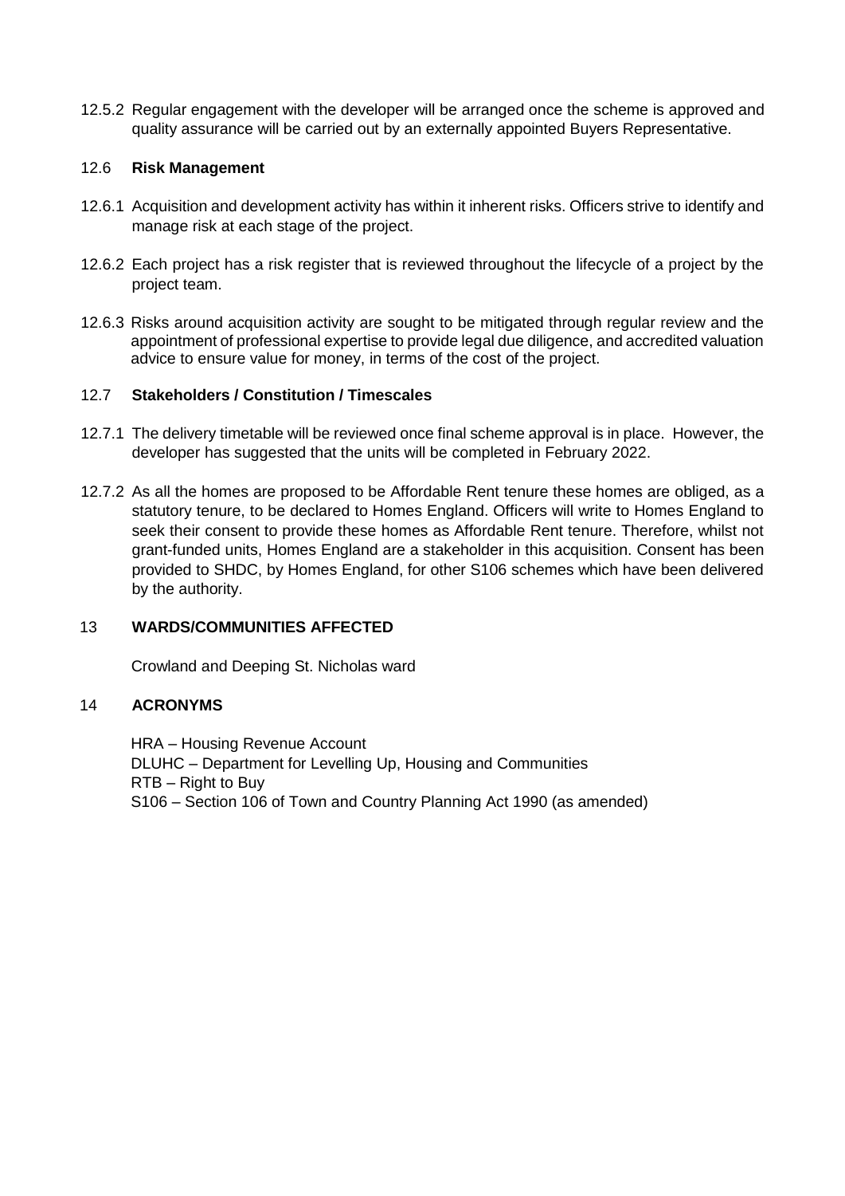12.5.2 Regular engagement with the developer will be arranged once the scheme is approved and quality assurance will be carried out by an externally appointed Buyers Representative.

## 12.6 **Risk Management**

12.6.1 Acquisition and development activity has within it inherent risks. Officers strive to identify and manage risk at each stage of the project.

12.6.2 Each project has a risk register that is reviewed throughout the lifecycle of a project by the project team.

12.6.3 Risks around acquisition activity are sought to be mitigated through regular review and the appointment of professional expertise to provide legal due diligence, and accredited valuation advice to ensure value for money, in terms of the cost of the project.

## 12.7 **Stakeholders / Constitution / Timescales**

12.7.1 The delivery timetable will be reviewed once final scheme approval is in place. However, the developer has suggested that the units will be completed in February 2022.

12.7.2 As all the homes are proposed to be Affordable Rent tenure these homes are obliged, as a statutory tenure, to be declared to Homes England. Officers will write to Homes England to seek their consent to provide these homes as Affordable Rent tenure. Therefore, whilst not grant-funded units, Homes England are a stakeholder in this acquisition. Consent has been provided to SHDC, by Homes England, for other S106 schemes which have been delivered by the authority.

## 13 **WARDS/COMMUNITIES AFFECTED**

Crowland and Deeping St. Nicholas ward

## 14 **ACRONYMS**

HRA – Housing Revenue Account
DLUHC – Department for Levelling Up, Housing and Communities
RTB – Right to Buy
S106 – Section 106 of Town and Country Planning Act 1990 (as amended)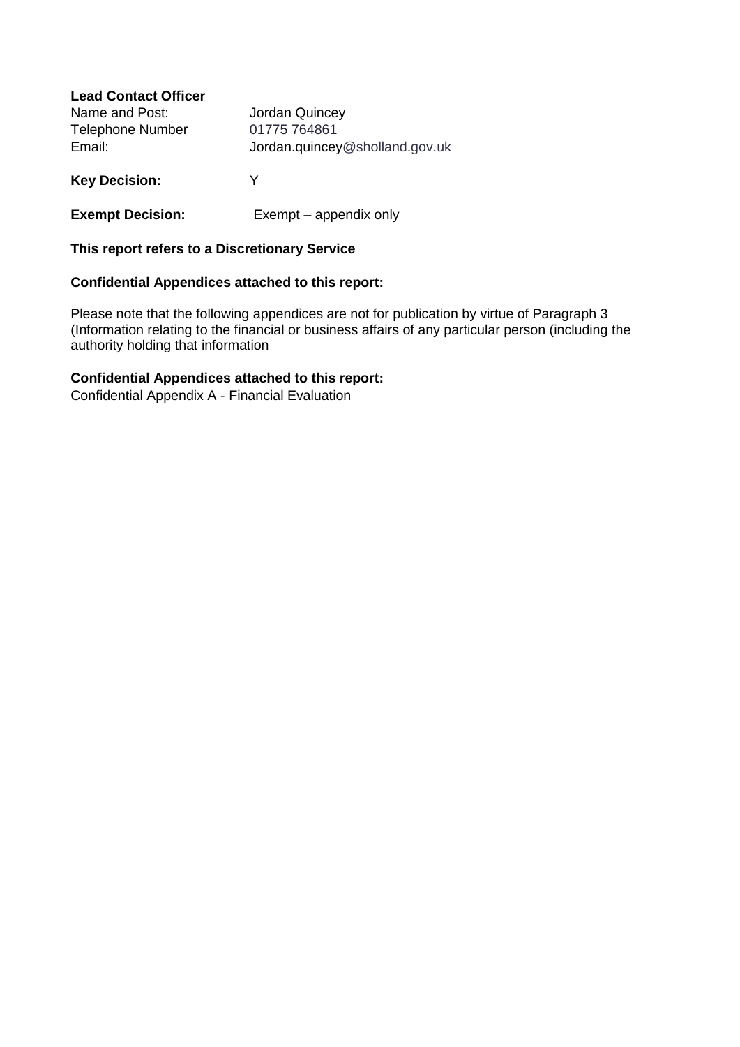**Lead Contact Officer**

| | |
|---|---|
| Name and Post: | Jordan Quincey |
| Telephone Number | 01775 764861 |
| Email: | Jordan.quincey@sholland.gov.uk |

**Key Decision:** Y

**Exempt Decision:** Exempt – appendix only

**This report refers to a Discretionary Service**

**Confidential Appendices attached to this report:**

Please note that the following appendices are not for publication by virtue of Paragraph 3 (Information relating to the financial or business affairs of any particular person (including the authority holding that information

**Confidential Appendices attached to this report:**

Confidential Appendix A - Financial Evaluation